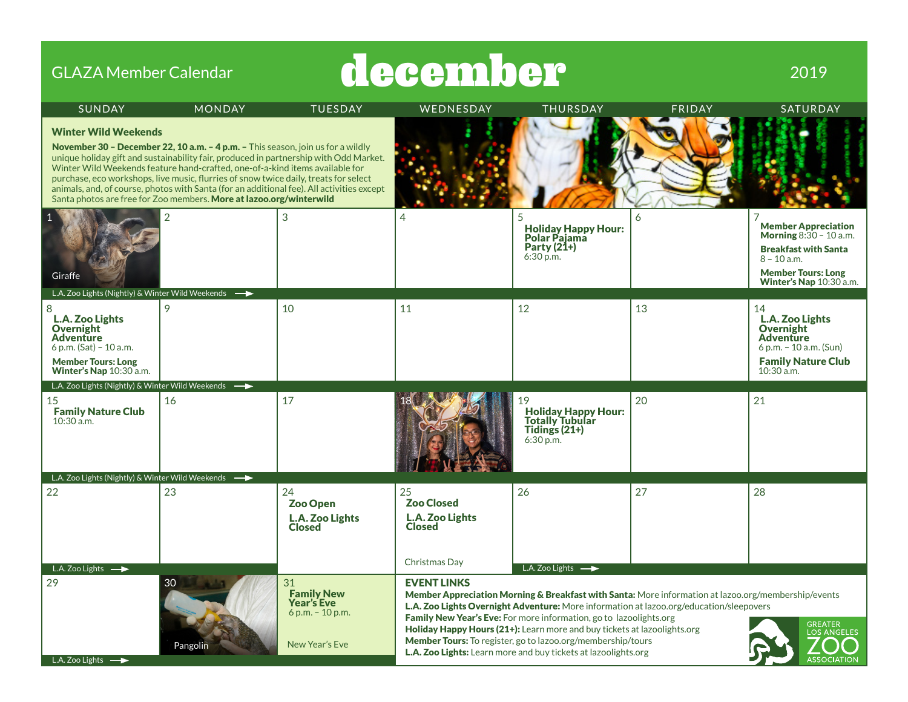# GLAZA Member Calendar — december 2019

### Winter Wild Weekends

**November 30 – December 22, 10 a.m. – 4 p.m. –** This season, join us for a wildly unique holiday gift and sustainability fair, produced in partnership with Odd Market. Winter Wild Weekends feature hand-crafted, one-of-a-kind items available for purchase, eco workshops, live music, flurries of snow twice daily, treats for select animals, and, of course, photos with Santa (for an additional fee). All activities except Santa photos are free for Zoo members. **More at lazoo.org/winterwild**

| SUNDAY | MONDAY | TUESDAY | WEDNESDAY | THURSDAY | FRIDAY | SATURDAY |
|---|---|---|---|---|---|---|
| 1<br>Giraffe | 2 | 3 | 4 | 5<br>**Holiday Happy Hour: Polar Pajama Party (21+)**<br>6:30 p.m. | 6 | 7<br>**Member Appreciation Morning** 8:30 – 10 a.m.<br>**Breakfast with Santa** 8 – 10 a.m.<br>**Member Tours: Long Winter's Nap** 10:30 a.m. |
| L.A. Zoo Lights (Nightly) & Winter Wild Weekends → | | | | | | |
| 8<br>**L.A. Zoo Lights Overnight Adventure**<br>6 p.m. (Sat) – 10 a.m.<br>**Member Tours: Long Winter's Nap** 10:30 a.m. | 9 | 10 | 11 | 12 | 13 | 14<br>**L.A. Zoo Lights Overnight Adventure**<br>6 p.m. – 10 a.m. (Sun)<br>**Family Nature Club**<br>10:30 a.m. |
| L.A. Zoo Lights (Nightly) & Winter Wild Weekends → | | | | | | |
| 15<br>**Family Nature Club**<br>10:30 a.m. | 16 | 17 | 18 | 19<br>**Holiday Happy Hour: Totally Tubular Tidings (21+)**<br>6:30 p.m. | 20 | 21 |
| L.A. Zoo Lights (Nightly) & Winter Wild Weekends → | | | | | | |
| 22<br>L.A. Zoo Lights → | 23 | 24<br>**Zoo Open**<br>**L.A. Zoo Lights Closed** | 25<br>**Zoo Closed**<br>**L.A. Zoo Lights Closed**<br>Christmas Day | 26<br>L.A. Zoo Lights → | 27 | 28 |
| 29<br>L.A. Zoo Lights → | 30<br>Pangolin | 31<br>**Family New Year's Eve**<br>6 p.m. – 10 p.m.<br>New Year's Eve | | | | |

### EVENT LINKS

**Member Appreciation Morning & Breakfast with Santa:** More information at lazoo.org/membership/events
**L.A. Zoo Lights Overnight Adventure:** More information at lazoo.org/education/sleepovers
**Family New Year's Eve:** For more information, go to lazoolights.org
**Holiday Happy Hours (21+):** Learn more and buy tickets at lazoolights.org
**Member Tours:** To register, go to lazoo.org/membership/tours
**L.A. Zoo Lights:** Learn more and buy tickets at lazoolights.org

GREATER LOS ANGELES ZOO ASSOCIATION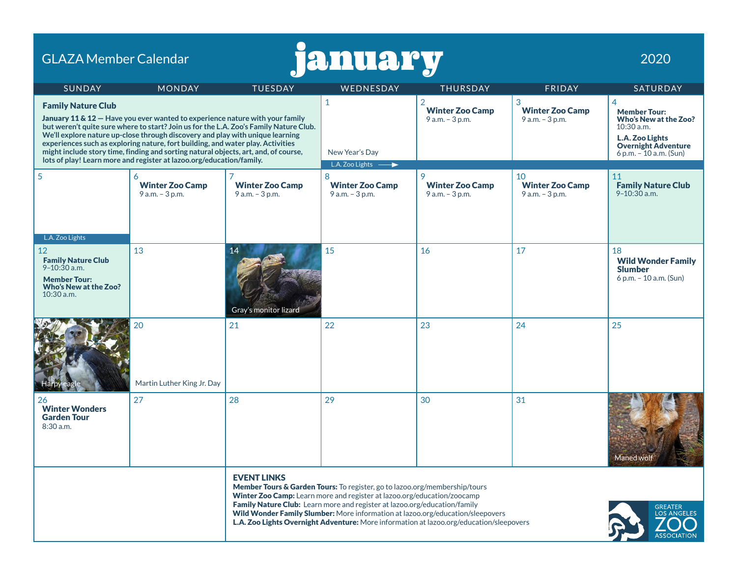GLAZA Member Calendar

# january

2020

| SUNDAY | MONDAY | TUESDAY | WEDNESDAY | THURSDAY | FRIDAY | SATURDAY |
|---|---|---|---|---|---|---|
| **Family Nature Club** **January 11 & 12 — Have you ever wanted to experience nature with your family but weren't quite sure where to start? Join us for the L.A. Zoo's Family Nature Club. We'll explore nature up-close through discovery and play with unique learning experiences such as exploring nature, fort building, and water play. Activities might include story time, finding and sorting natural objects, art, and, of course, lots of play! Learn more and register at lazoo.org/education/family.** | | | 1 New Year's Day; L.A. Zoo Lights ⟶ | 2 **Winter Zoo Camp** 9 a.m. – 3 p.m. | 3 **Winter Zoo Camp** 9 a.m. – 3 p.m. | 4 **Member Tour: Who's New at the Zoo?** 10:30 a.m. **L.A. Zoo Lights Overnight Adventure** 6 p.m. – 10 a.m. (Sun) |
| 5 L.A. Zoo Lights | 6 **Winter Zoo Camp** 9 a.m. – 3 p.m. | 7 **Winter Zoo Camp** 9 a.m. – 3 p.m. | 8 **Winter Zoo Camp** 9 a.m. – 3 p.m. | 9 **Winter Zoo Camp** 9 a.m. – 3 p.m. | 10 **Winter Zoo Camp** 9 a.m. – 3 p.m. | 11 **Family Nature Club** 9–10:30 a.m. |
| 12 **Family Nature Club** 9–10:30 a.m. **Member Tour: Who's New at the Zoo?** 10:30 a.m. | 13 | 14 Gray's monitor lizard | 15 | 16 | 17 | 18 **Wild Wonder Family Slumber** 6 p.m. – 10 a.m. (Sun) |
| 19 Harpy eagle | 20 Martin Luther King Jr. Day | 21 | 22 | 23 | 24 | 25 |
| 26 **Winter Wonders Garden Tour** 8:30 a.m. | 27 | 28 | 29 | 30 | 31 | Maned wolf |

**EVENT LINKS**

**Member Tours & Garden Tours:** To register, go to lazoo.org/membership/tours
**Winter Zoo Camp:** Learn more and register at lazoo.org/education/zoocamp
**Family Nature Club:** Learn more and register at lazoo.org/education/family
**Wild Wonder Family Slumber:** More information at lazoo.org/education/sleepovers
**L.A. Zoo Lights Overnight Adventure:** More information at lazoo.org/education/sleepovers

GREATER LOS ANGELES ZOO ASSOCIATION